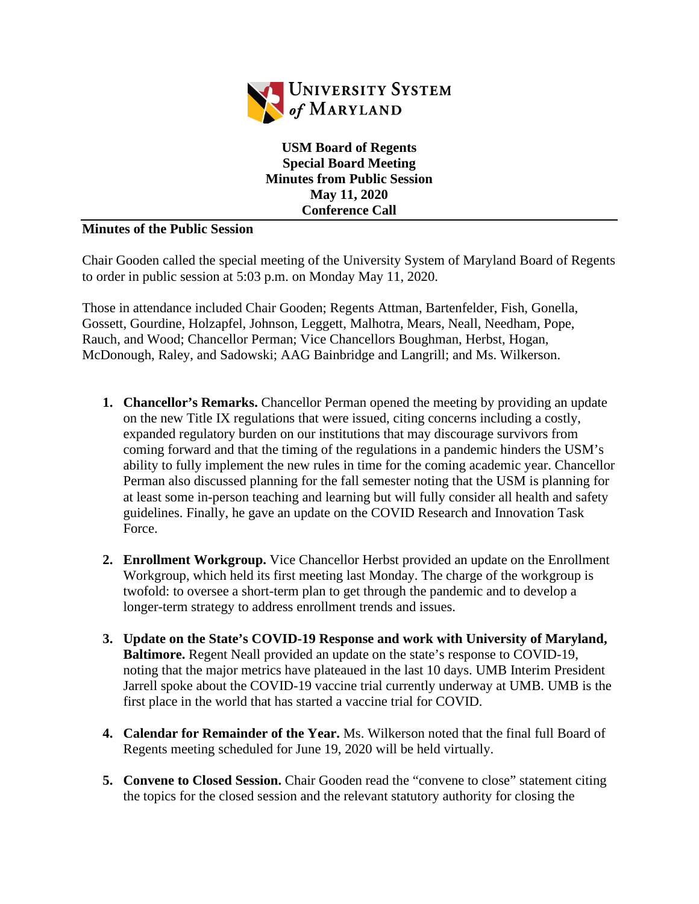**USM Board of Regents**
**Special Board Meeting**
**Minutes from Public Session**
**May 11, 2020**
**Conference Call**

**Minutes of the Public Session**

Chair Gooden called the special meeting of the University System of Maryland Board of Regents to order in public session at 5:03 p.m. on Monday May 11, 2020.

Those in attendance included Chair Gooden; Regents Attman, Bartenfelder, Fish, Gonella, Gossett, Gourdine, Holzapfel, Johnson, Leggett, Malhotra, Mears, Neall, Needham, Pope, Rauch, and Wood; Chancellor Perman; Vice Chancellors Boughman, Herbst, Hogan, McDonough, Raley, and Sadowski; AAG Bainbridge and Langrill; and Ms. Wilkerson.

1. **Chancellor's Remarks.** Chancellor Perman opened the meeting by providing an update on the new Title IX regulations that were issued, citing concerns including a costly, expanded regulatory burden on our institutions that may discourage survivors from coming forward and that the timing of the regulations in a pandemic hinders the USM's ability to fully implement the new rules in time for the coming academic year. Chancellor Perman also discussed planning for the fall semester noting that the USM is planning for at least some in-person teaching and learning but will fully consider all health and safety guidelines. Finally, he gave an update on the COVID Research and Innovation Task Force.

2. **Enrollment Workgroup.** Vice Chancellor Herbst provided an update on the Enrollment Workgroup, which held its first meeting last Monday. The charge of the workgroup is twofold: to oversee a short-term plan to get through the pandemic and to develop a longer-term strategy to address enrollment trends and issues.

3. **Update on the State's COVID-19 Response and work with University of Maryland, Baltimore.** Regent Neall provided an update on the state's response to COVID-19, noting that the major metrics have plateaued in the last 10 days. UMB Interim President Jarrell spoke about the COVID-19 vaccine trial currently underway at UMB. UMB is the first place in the world that has started a vaccine trial for COVID.

4. **Calendar for Remainder of the Year.** Ms. Wilkerson noted that the final full Board of Regents meeting scheduled for June 19, 2020 will be held virtually.

5. **Convene to Closed Session.** Chair Gooden read the "convene to close" statement citing the topics for the closed session and the relevant statutory authority for closing the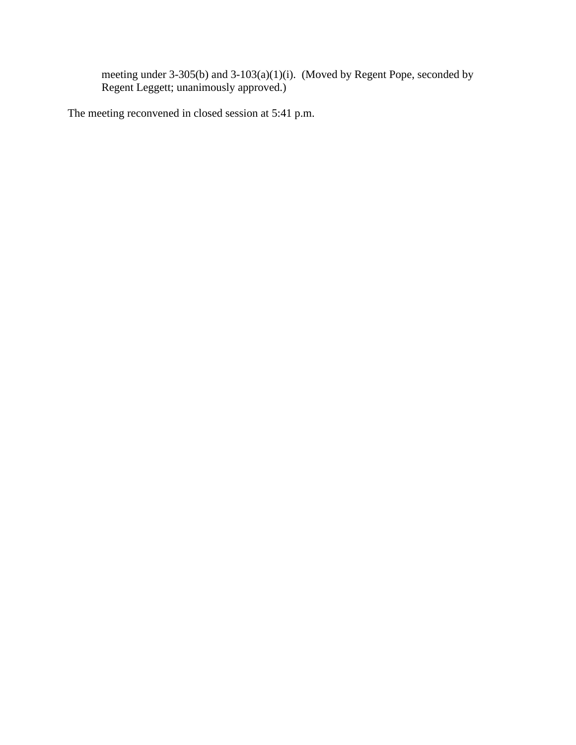meeting under 3-305(b) and 3-103(a)(1)(i). (Moved by Regent Pope, seconded by Regent Leggett; unanimously approved.)

The meeting reconvened in closed session at 5:41 p.m.